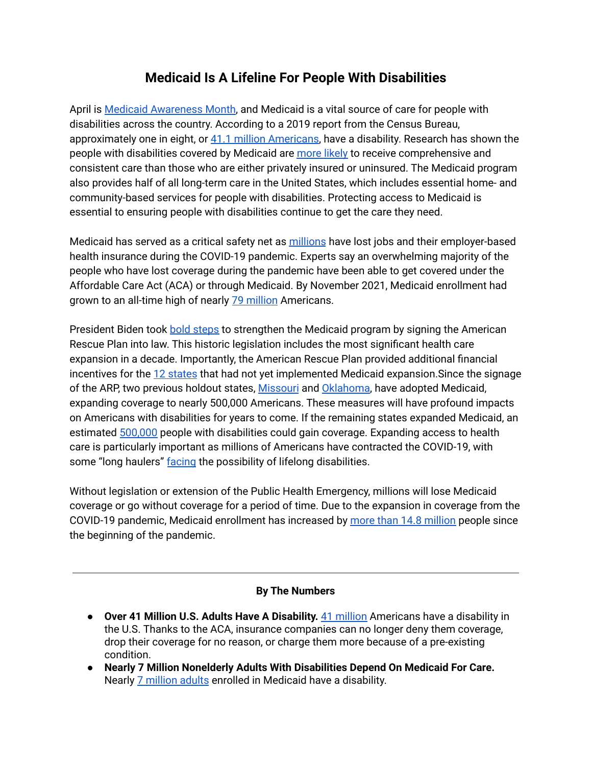# Medicaid Is A Lifeline For People With Disabilities

April is Medicaid Awareness Month, and Medicaid is a vital source of care for people with disabilities across the country. According to a 2019 report from the Census Bureau, approximately one in eight, or 41.1 million Americans, have a disability. Research has shown the people with disabilities covered by Medicaid are more likely to receive comprehensive and consistent care than those who are either privately insured or uninsured. The Medicaid program also provides half of all long-term care in the United States, which includes essential home- and community-based services for people with disabilities. Protecting access to Medicaid is essential to ensuring people with disabilities continue to get the care they need.

Medicaid has served as a critical safety net as millions have lost jobs and their employer-based health insurance during the COVID-19 pandemic. Experts say an overwhelming majority of the people who have lost coverage during the pandemic have been able to get covered under the Affordable Care Act (ACA) or through Medicaid. By November 2021, Medicaid enrollment had grown to an all-time high of nearly 79 million Americans.

President Biden took bold steps to strengthen the Medicaid program by signing the American Rescue Plan into law. This historic legislation includes the most significant health care expansion in a decade. Importantly, the American Rescue Plan provided additional financial incentives for the 12 states that had not yet implemented Medicaid expansion.Since the signage of the ARP, two previous holdout states, Missouri and Oklahoma, have adopted Medicaid, expanding coverage to nearly 500,000 Americans. These measures will have profound impacts on Americans with disabilities for years to come. If the remaining states expanded Medicaid, an estimated 500,000 people with disabilities could gain coverage. Expanding access to health care is particularly important as millions of Americans have contracted the COVID-19, with some "long haulers" facing the possibility of lifelong disabilities.

Without legislation or extension of the Public Health Emergency, millions will lose Medicaid coverage or go without coverage for a period of time. Due to the expansion in coverage from the COVID-19 pandemic, Medicaid enrollment has increased by more than 14.8 million people since the beginning of the pandemic.

---

## By The Numbers

- **Over 41 Million U.S. Adults Have A Disability.** 41 million Americans have a disability in the U.S. Thanks to the ACA, insurance companies can no longer deny them coverage, drop their coverage for no reason, or charge them more because of a pre-existing condition.
- **Nearly 7 Million Nonelderly Adults With Disabilities Depend On Medicaid For Care.** Nearly 7 million adults enrolled in Medicaid have a disability.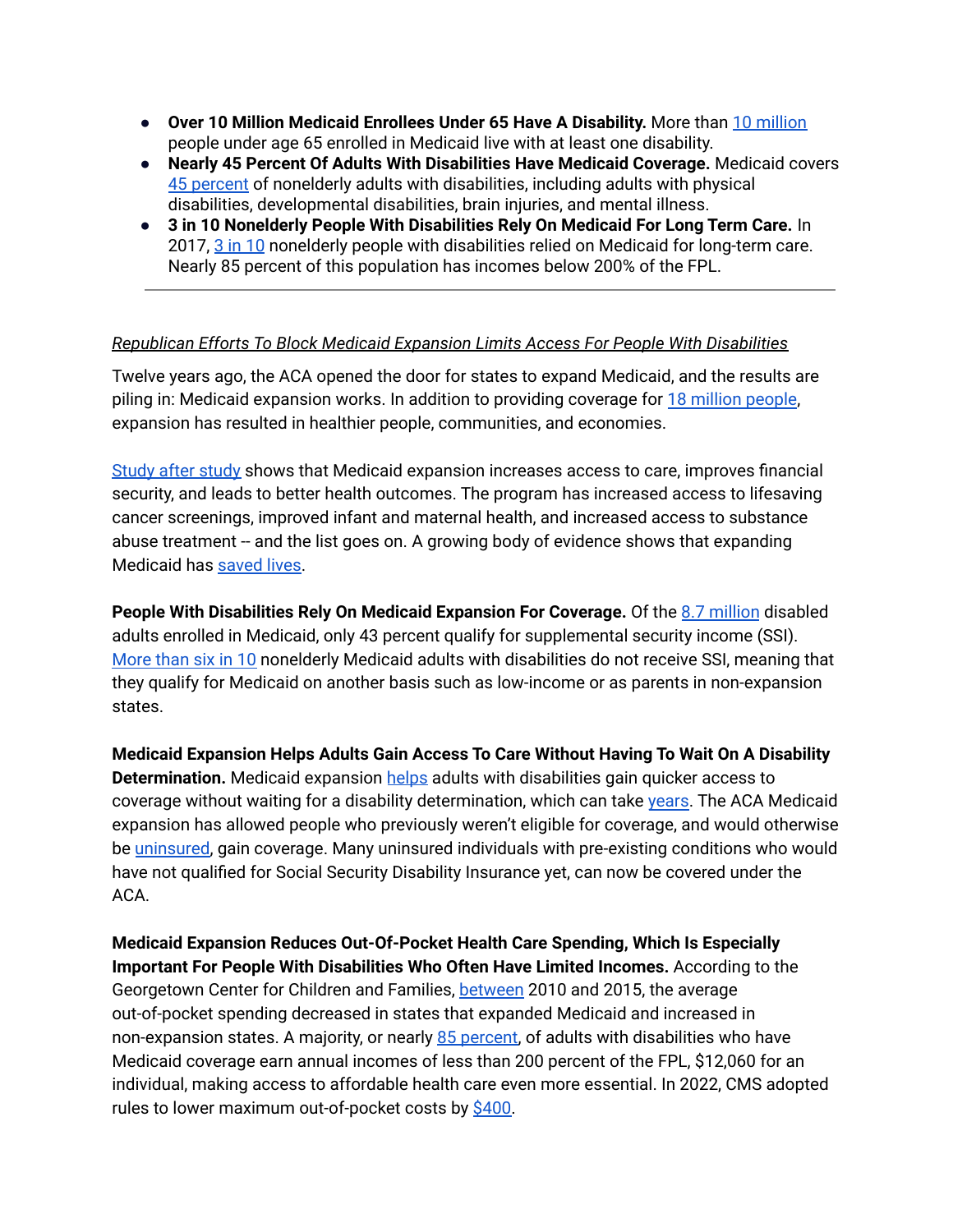- **Over 10 Million Medicaid Enrollees Under 65 Have A Disability.** More than 10 million people under age 65 enrolled in Medicaid live with at least one disability.
- **Nearly 45 Percent Of Adults With Disabilities Have Medicaid Coverage.** Medicaid covers 45 percent of nonelderly adults with disabilities, including adults with physical disabilities, developmental disabilities, brain injuries, and mental illness.
- **3 in 10 Nonelderly People With Disabilities Rely On Medicaid For Long Term Care.** In 2017, 3 in 10 nonelderly people with disabilities relied on Medicaid for long-term care. Nearly 85 percent of this population has incomes below 200% of the FPL.

---

*Republican Efforts To Block Medicaid Expansion Limits Access For People With Disabilities*

Twelve years ago, the ACA opened the door for states to expand Medicaid, and the results are piling in: Medicaid expansion works. In addition to providing coverage for 18 million people, expansion has resulted in healthier people, communities, and economies.

Study after study shows that Medicaid expansion increases access to care, improves financial security, and leads to better health outcomes. The program has increased access to lifesaving cancer screenings, improved infant and maternal health, and increased access to substance abuse treatment -- and the list goes on. A growing body of evidence shows that expanding Medicaid has saved lives.

**People With Disabilities Rely On Medicaid Expansion For Coverage.** Of the 8.7 million disabled adults enrolled in Medicaid, only 43 percent qualify for supplemental security income (SSI). More than six in 10 nonelderly Medicaid adults with disabilities do not receive SSI, meaning that they qualify for Medicaid on another basis such as low-income or as parents in non-expansion states.

**Medicaid Expansion Helps Adults Gain Access To Care Without Having To Wait On A Disability Determination.** Medicaid expansion helps adults with disabilities gain quicker access to coverage without waiting for a disability determination, which can take years. The ACA Medicaid expansion has allowed people who previously weren't eligible for coverage, and would otherwise be uninsured, gain coverage. Many uninsured individuals with pre-existing conditions who would have not qualified for Social Security Disability Insurance yet, can now be covered under the ACA.

**Medicaid Expansion Reduces Out-Of-Pocket Health Care Spending, Which Is Especially Important For People With Disabilities Who Often Have Limited Incomes.** According to the Georgetown Center for Children and Families, between 2010 and 2015, the average out-of-pocket spending decreased in states that expanded Medicaid and increased in non-expansion states. A majority, or nearly 85 percent, of adults with disabilities who have Medicaid coverage earn annual incomes of less than 200 percent of the FPL, $12,060 for an individual, making access to affordable health care even more essential. In 2022, CMS adopted rules to lower maximum out-of-pocket costs by $400.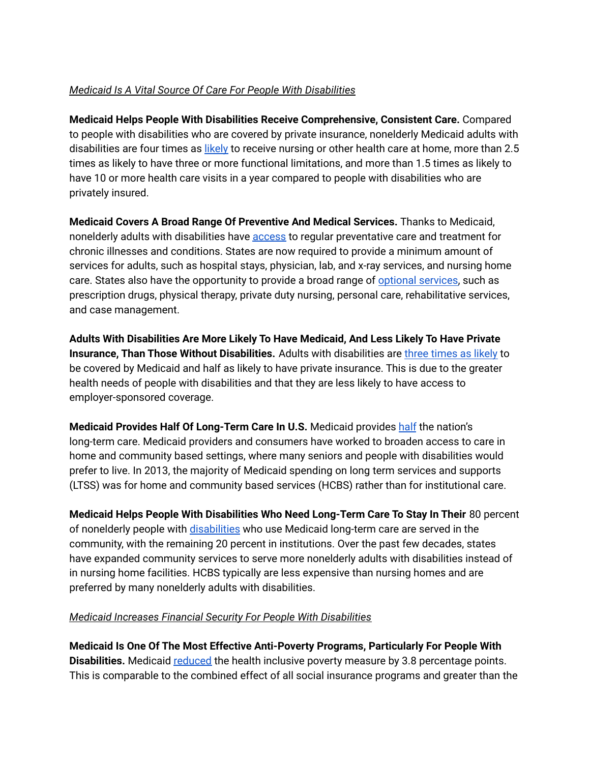*Medicaid Is A Vital Source Of Care For People With Disabilities*

**Medicaid Helps People With Disabilities Receive Comprehensive, Consistent Care.** Compared to people with disabilities who are covered by private insurance, nonelderly Medicaid adults with disabilities are four times as likely to receive nursing or other health care at home, more than 2.5 times as likely to have three or more functional limitations, and more than 1.5 times as likely to have 10 or more health care visits in a year compared to people with disabilities who are privately insured.

**Medicaid Covers A Broad Range Of Preventive And Medical Services.** Thanks to Medicaid, nonelderly adults with disabilities have access to regular preventative care and treatment for chronic illnesses and conditions. States are now required to provide a minimum amount of services for adults, such as hospital stays, physician, lab, and x-ray services, and nursing home care. States also have the opportunity to provide a broad range of optional services, such as prescription drugs, physical therapy, private duty nursing, personal care, rehabilitative services, and case management.

**Adults With Disabilities Are More Likely To Have Medicaid, And Less Likely To Have Private Insurance, Than Those Without Disabilities.** Adults with disabilities are three times as likely to be covered by Medicaid and half as likely to have private insurance. This is due to the greater health needs of people with disabilities and that they are less likely to have access to employer-sponsored coverage.

**Medicaid Provides Half Of Long-Term Care In U.S.** Medicaid provides half the nation's long-term care. Medicaid providers and consumers have worked to broaden access to care in home and community based settings, where many seniors and people with disabilities would prefer to live. In 2013, the majority of Medicaid spending on long term services and supports (LTSS) was for home and community based services (HCBS) rather than for institutional care.

**Medicaid Helps People With Disabilities Who Need Long-Term Care To Stay In Their** 80 percent of nonelderly people with disabilities who use Medicaid long-term care are served in the community, with the remaining 20 percent in institutions. Over the past few decades, states have expanded community services to serve more nonelderly adults with disabilities instead of in nursing home facilities. HCBS typically are less expensive than nursing homes and are preferred by many nonelderly adults with disabilities.

*Medicaid Increases Financial Security For People With Disabilities*

**Medicaid Is One Of The Most Effective Anti-Poverty Programs, Particularly For People With Disabilities.** Medicaid reduced the health inclusive poverty measure by 3.8 percentage points. This is comparable to the combined effect of all social insurance programs and greater than the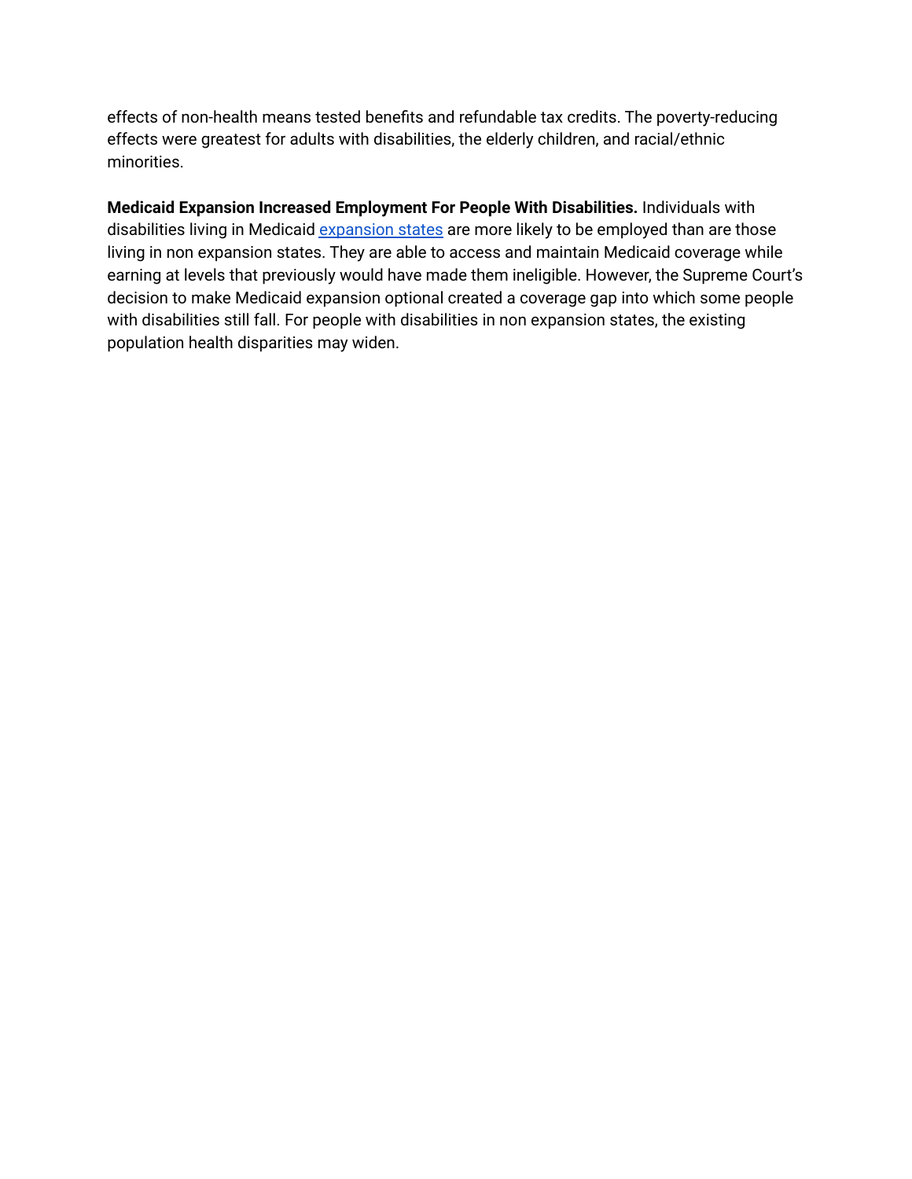effects of non-health means tested benefits and refundable tax credits. The poverty-reducing effects were greatest for adults with disabilities, the elderly children, and racial/ethnic minorities.

**Medicaid Expansion Increased Employment For People With Disabilities.** Individuals with disabilities living in Medicaid expansion states are more likely to be employed than are those living in non expansion states. They are able to access and maintain Medicaid coverage while earning at levels that previously would have made them ineligible. However, the Supreme Court's decision to make Medicaid expansion optional created a coverage gap into which some people with disabilities still fall. For people with disabilities in non expansion states, the existing population health disparities may widen.